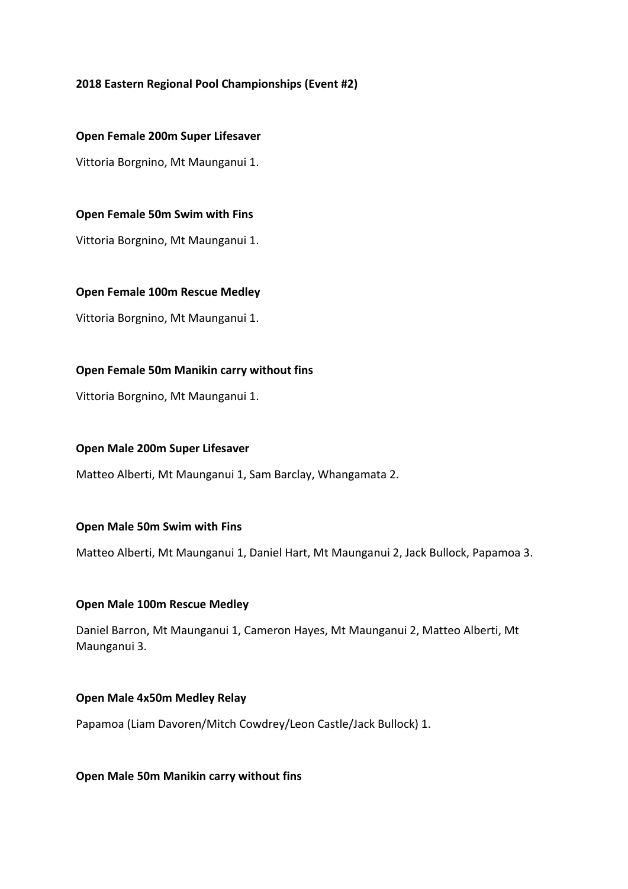**2018 Eastern Regional Pool Championships (Event #2)**

**Open Female 200m Super Lifesaver**

Vittoria Borgnino, Mt Maunganui 1.

**Open Female 50m Swim with Fins**

Vittoria Borgnino, Mt Maunganui 1.

**Open Female 100m Rescue Medley**

Vittoria Borgnino, Mt Maunganui 1.

**Open Female 50m Manikin carry without fins**

Vittoria Borgnino, Mt Maunganui 1.

**Open Male 200m Super Lifesaver**

Matteo Alberti, Mt Maunganui 1, Sam Barclay, Whangamata 2.

**Open Male 50m Swim with Fins**

Matteo Alberti, Mt Maunganui 1, Daniel Hart, Mt Maunganui 2, Jack Bullock, Papamoa 3.

**Open Male 100m Rescue Medley**

Daniel Barron, Mt Maunganui 1, Cameron Hayes, Mt Maunganui 2, Matteo Alberti, Mt Maunganui 3.

**Open Male 4x50m Medley Relay**

Papamoa (Liam Davoren/Mitch Cowdrey/Leon Castle/Jack Bullock) 1.

**Open Male 50m Manikin carry without fins**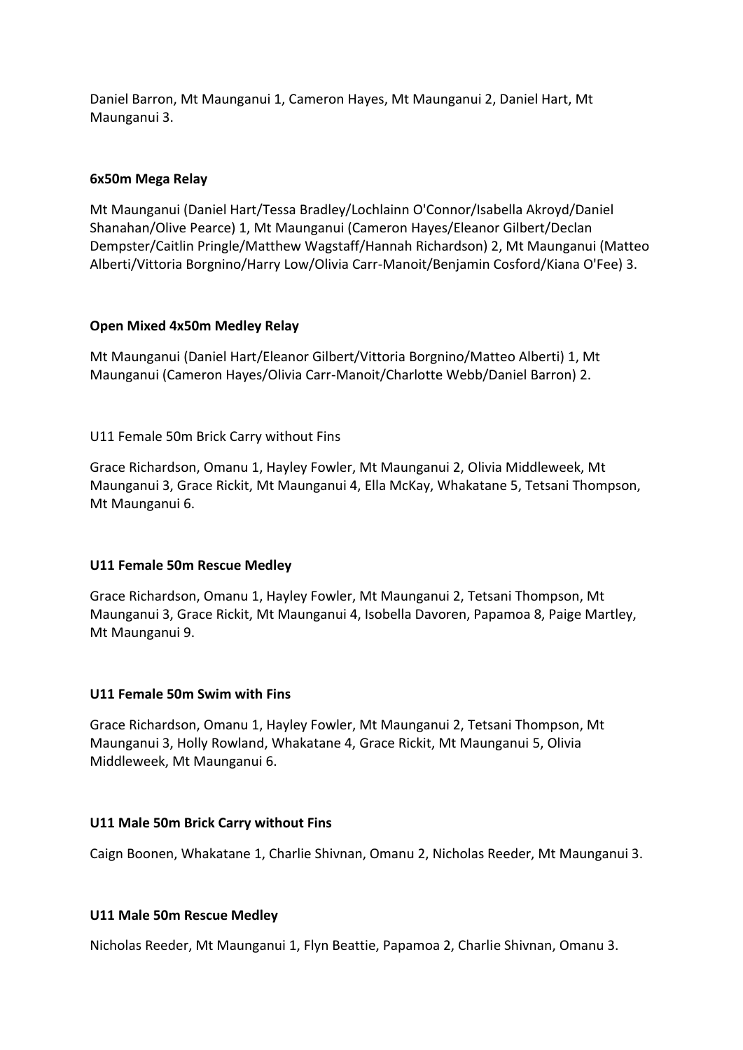Daniel Barron, Mt Maunganui 1, Cameron Hayes, Mt Maunganui 2, Daniel Hart, Mt Maunganui 3.

**6x50m Mega Relay**

Mt Maunganui (Daniel Hart/Tessa Bradley/Lochlainn O'Connor/Isabella Akroyd/Daniel Shanahan/Olive Pearce) 1, Mt Maunganui (Cameron Hayes/Eleanor Gilbert/Declan Dempster/Caitlin Pringle/Matthew Wagstaff/Hannah Richardson) 2, Mt Maunganui (Matteo Alberti/Vittoria Borgnino/Harry Low/Olivia Carr-Manoit/Benjamin Cosford/Kiana O'Fee) 3.

**Open Mixed 4x50m Medley Relay**

Mt Maunganui (Daniel Hart/Eleanor Gilbert/Vittoria Borgnino/Matteo Alberti) 1, Mt Maunganui (Cameron Hayes/Olivia Carr-Manoit/Charlotte Webb/Daniel Barron) 2.

U11 Female 50m Brick Carry without Fins

Grace Richardson, Omanu 1, Hayley Fowler, Mt Maunganui 2, Olivia Middleweek, Mt Maunganui 3, Grace Rickit, Mt Maunganui 4, Ella McKay, Whakatane 5, Tetsani Thompson, Mt Maunganui 6.

**U11 Female 50m Rescue Medley**

Grace Richardson, Omanu 1, Hayley Fowler, Mt Maunganui 2, Tetsani Thompson, Mt Maunganui 3, Grace Rickit, Mt Maunganui 4, Isobella Davoren, Papamoa 8, Paige Martley, Mt Maunganui 9.

**U11 Female 50m Swim with Fins**

Grace Richardson, Omanu 1, Hayley Fowler, Mt Maunganui 2, Tetsani Thompson, Mt Maunganui 3, Holly Rowland, Whakatane 4, Grace Rickit, Mt Maunganui 5, Olivia Middleweek, Mt Maunganui 6.

**U11 Male 50m Brick Carry without Fins**

Caign Boonen, Whakatane 1, Charlie Shivnan, Omanu 2, Nicholas Reeder, Mt Maunganui 3.

**U11 Male 50m Rescue Medley**

Nicholas Reeder, Mt Maunganui 1, Flyn Beattie, Papamoa 2, Charlie Shivnan, Omanu 3.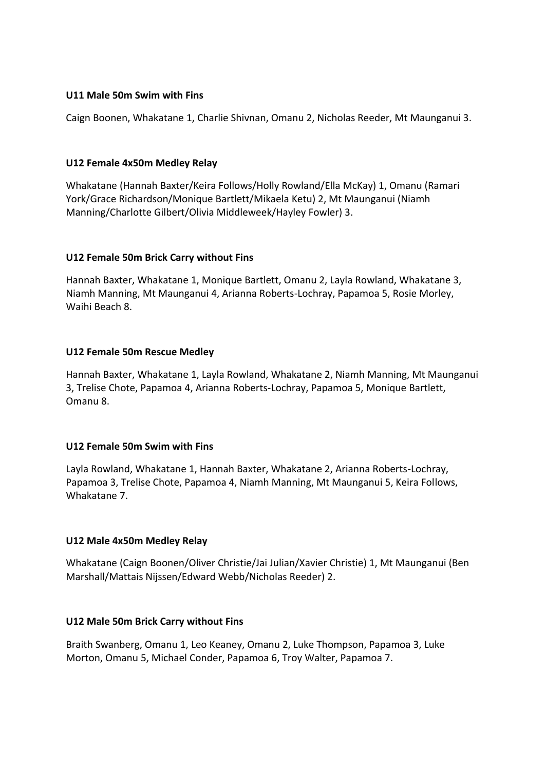**U11 Male 50m Swim with Fins**

Caign Boonen, Whakatane 1, Charlie Shivnan, Omanu 2, Nicholas Reeder, Mt Maunganui 3.

**U12 Female 4x50m Medley Relay**

Whakatane (Hannah Baxter/Keira Follows/Holly Rowland/Ella McKay) 1, Omanu (Ramari York/Grace Richardson/Monique Bartlett/Mikaela Ketu) 2, Mt Maunganui (Niamh Manning/Charlotte Gilbert/Olivia Middleweek/Hayley Fowler) 3.

**U12 Female 50m Brick Carry without Fins**

Hannah Baxter, Whakatane 1, Monique Bartlett, Omanu 2, Layla Rowland, Whakatane 3, Niamh Manning, Mt Maunganui 4, Arianna Roberts-Lochray, Papamoa 5, Rosie Morley, Waihi Beach 8.

**U12 Female 50m Rescue Medley**

Hannah Baxter, Whakatane 1, Layla Rowland, Whakatane 2, Niamh Manning, Mt Maunganui 3, Trelise Chote, Papamoa 4, Arianna Roberts-Lochray, Papamoa 5, Monique Bartlett, Omanu 8.

**U12 Female 50m Swim with Fins**

Layla Rowland, Whakatane 1, Hannah Baxter, Whakatane 2, Arianna Roberts-Lochray, Papamoa 3, Trelise Chote, Papamoa 4, Niamh Manning, Mt Maunganui 5, Keira Follows, Whakatane 7.

**U12 Male 4x50m Medley Relay**

Whakatane (Caign Boonen/Oliver Christie/Jai Julian/Xavier Christie) 1, Mt Maunganui (Ben Marshall/Mattais Nijssen/Edward Webb/Nicholas Reeder) 2.

**U12 Male 50m Brick Carry without Fins**

Braith Swanberg, Omanu 1, Leo Keaney, Omanu 2, Luke Thompson, Papamoa 3, Luke Morton, Omanu 5, Michael Conder, Papamoa 6, Troy Walter, Papamoa 7.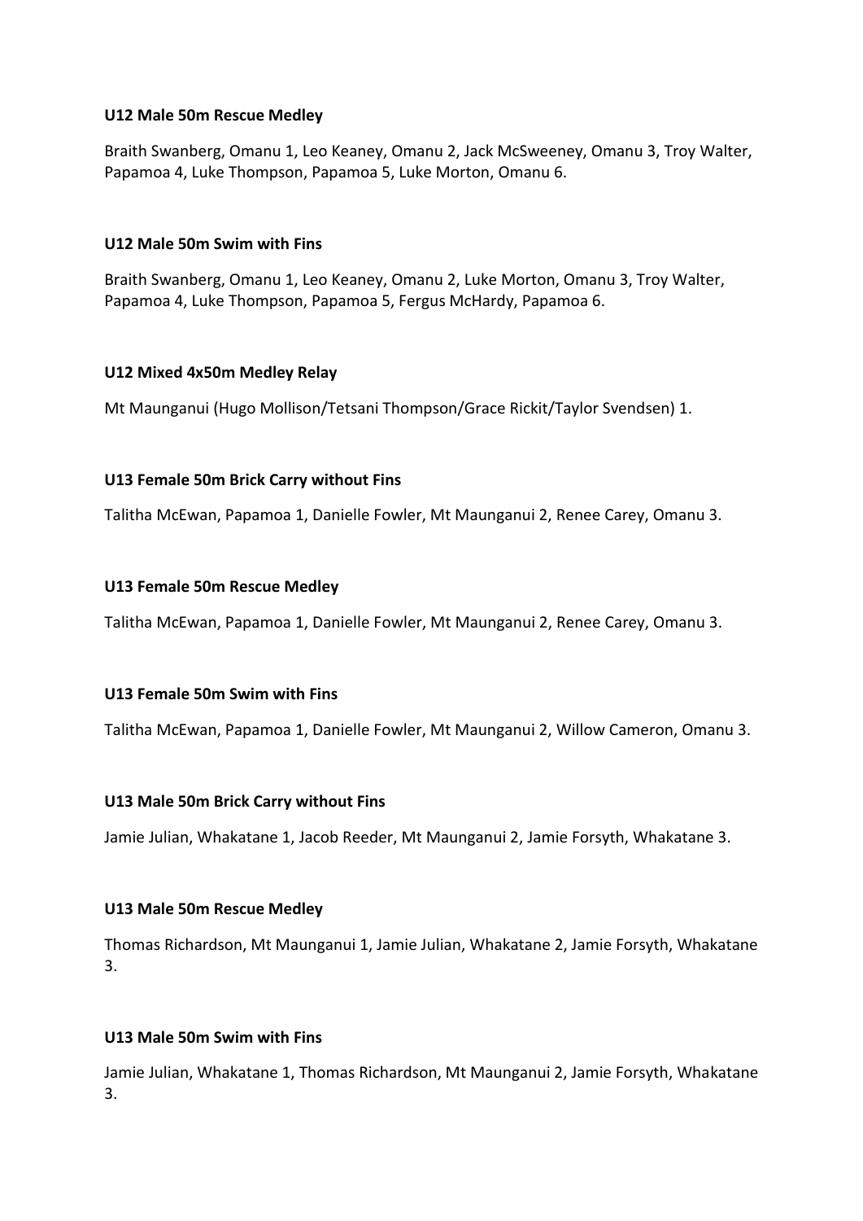**U12 Male 50m Rescue Medley**

Braith Swanberg, Omanu 1, Leo Keaney, Omanu 2, Jack McSweeney, Omanu 3, Troy Walter, Papamoa 4, Luke Thompson, Papamoa 5, Luke Morton, Omanu 6.

**U12 Male 50m Swim with Fins**

Braith Swanberg, Omanu 1, Leo Keaney, Omanu 2, Luke Morton, Omanu 3, Troy Walter, Papamoa 4, Luke Thompson, Papamoa 5, Fergus McHardy, Papamoa 6.

**U12 Mixed 4x50m Medley Relay**

Mt Maunganui (Hugo Mollison/Tetsani Thompson/Grace Rickit/Taylor Svendsen) 1.

**U13 Female 50m Brick Carry without Fins**

Talitha McEwan, Papamoa 1, Danielle Fowler, Mt Maunganui 2, Renee Carey, Omanu 3.

**U13 Female 50m Rescue Medley**

Talitha McEwan, Papamoa 1, Danielle Fowler, Mt Maunganui 2, Renee Carey, Omanu 3.

**U13 Female 50m Swim with Fins**

Talitha McEwan, Papamoa 1, Danielle Fowler, Mt Maunganui 2, Willow Cameron, Omanu 3.

**U13 Male 50m Brick Carry without Fins**

Jamie Julian, Whakatane 1, Jacob Reeder, Mt Maunganui 2, Jamie Forsyth, Whakatane 3.

**U13 Male 50m Rescue Medley**

Thomas Richardson, Mt Maunganui 1, Jamie Julian, Whakatane 2, Jamie Forsyth, Whakatane 3.

**U13 Male 50m Swim with Fins**

Jamie Julian, Whakatane 1, Thomas Richardson, Mt Maunganui 2, Jamie Forsyth, Whakatane 3.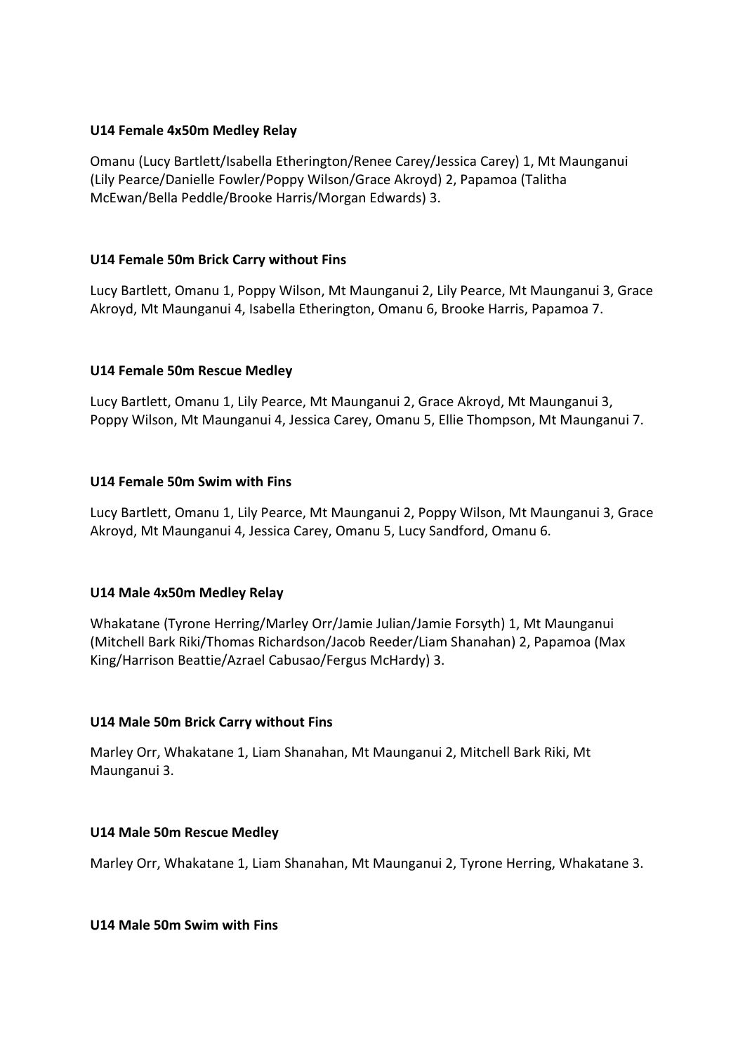**U14 Female 4x50m Medley Relay**

Omanu (Lucy Bartlett/Isabella Etherington/Renee Carey/Jessica Carey) 1, Mt Maunganui (Lily Pearce/Danielle Fowler/Poppy Wilson/Grace Akroyd) 2, Papamoa (Talitha McEwan/Bella Peddle/Brooke Harris/Morgan Edwards) 3.

**U14 Female 50m Brick Carry without Fins**

Lucy Bartlett, Omanu 1, Poppy Wilson, Mt Maunganui 2, Lily Pearce, Mt Maunganui 3, Grace Akroyd, Mt Maunganui 4, Isabella Etherington, Omanu 6, Brooke Harris, Papamoa 7.

**U14 Female 50m Rescue Medley**

Lucy Bartlett, Omanu 1, Lily Pearce, Mt Maunganui 2, Grace Akroyd, Mt Maunganui 3, Poppy Wilson, Mt Maunganui 4, Jessica Carey, Omanu 5, Ellie Thompson, Mt Maunganui 7.

**U14 Female 50m Swim with Fins**

Lucy Bartlett, Omanu 1, Lily Pearce, Mt Maunganui 2, Poppy Wilson, Mt Maunganui 3, Grace Akroyd, Mt Maunganui 4, Jessica Carey, Omanu 5, Lucy Sandford, Omanu 6.

**U14 Male 4x50m Medley Relay**

Whakatane (Tyrone Herring/Marley Orr/Jamie Julian/Jamie Forsyth) 1, Mt Maunganui (Mitchell Bark Riki/Thomas Richardson/Jacob Reeder/Liam Shanahan) 2, Papamoa (Max King/Harrison Beattie/Azrael Cabusao/Fergus McHardy) 3.

**U14 Male 50m Brick Carry without Fins**

Marley Orr, Whakatane 1, Liam Shanahan, Mt Maunganui 2, Mitchell Bark Riki, Mt Maunganui 3.

**U14 Male 50m Rescue Medley**

Marley Orr, Whakatane 1, Liam Shanahan, Mt Maunganui 2, Tyrone Herring, Whakatane 3.

**U14 Male 50m Swim with Fins**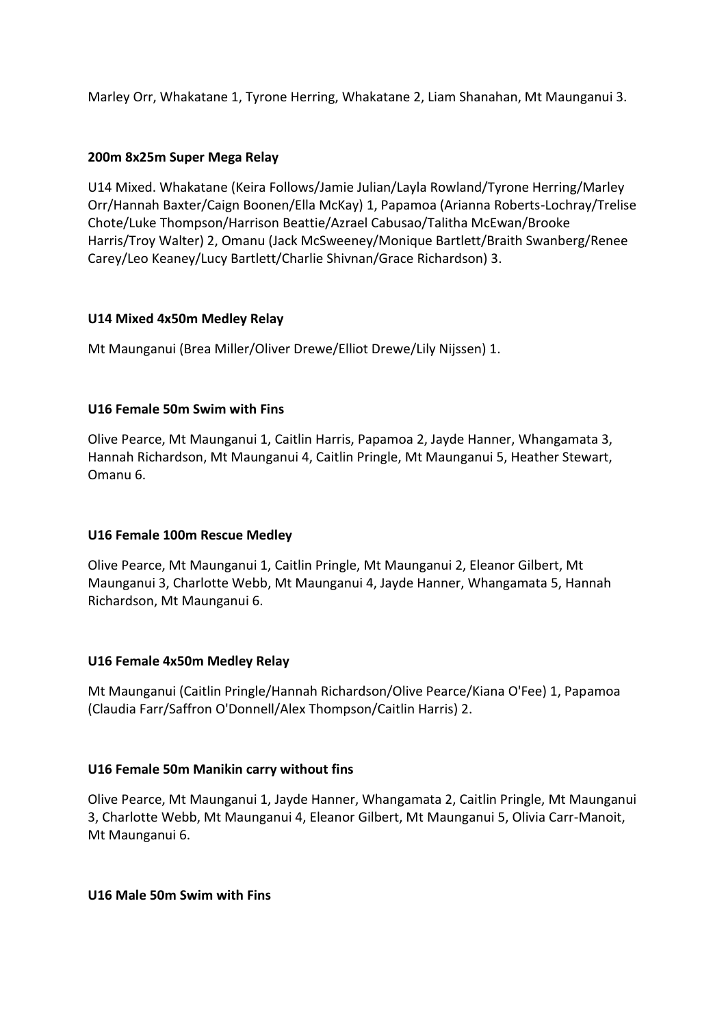Marley Orr, Whakatane 1, Tyrone Herring, Whakatane 2, Liam Shanahan, Mt Maunganui 3.

**200m 8x25m Super Mega Relay**

U14 Mixed. Whakatane (Keira Follows/Jamie Julian/Layla Rowland/Tyrone Herring/Marley Orr/Hannah Baxter/Caign Boonen/Ella McKay) 1, Papamoa (Arianna Roberts-Lochray/Trelise Chote/Luke Thompson/Harrison Beattie/Azrael Cabusao/Talitha McEwan/Brooke Harris/Troy Walter) 2, Omanu (Jack McSweeney/Monique Bartlett/Braith Swanberg/Renee Carey/Leo Keaney/Lucy Bartlett/Charlie Shivnan/Grace Richardson) 3.

**U14 Mixed 4x50m Medley Relay**

Mt Maunganui (Brea Miller/Oliver Drewe/Elliot Drewe/Lily Nijssen) 1.

**U16 Female 50m Swim with Fins**

Olive Pearce, Mt Maunganui 1, Caitlin Harris, Papamoa 2, Jayde Hanner, Whangamata 3, Hannah Richardson, Mt Maunganui 4, Caitlin Pringle, Mt Maunganui 5, Heather Stewart, Omanu 6.

**U16 Female 100m Rescue Medley**

Olive Pearce, Mt Maunganui 1, Caitlin Pringle, Mt Maunganui 2, Eleanor Gilbert, Mt Maunganui 3, Charlotte Webb, Mt Maunganui 4, Jayde Hanner, Whangamata 5, Hannah Richardson, Mt Maunganui 6.

**U16 Female 4x50m Medley Relay**

Mt Maunganui (Caitlin Pringle/Hannah Richardson/Olive Pearce/Kiana O'Fee) 1, Papamoa (Claudia Farr/Saffron O'Donnell/Alex Thompson/Caitlin Harris) 2.

**U16 Female 50m Manikin carry without fins**

Olive Pearce, Mt Maunganui 1, Jayde Hanner, Whangamata 2, Caitlin Pringle, Mt Maunganui 3, Charlotte Webb, Mt Maunganui 4, Eleanor Gilbert, Mt Maunganui 5, Olivia Carr-Manoit, Mt Maunganui 6.

**U16 Male 50m Swim with Fins**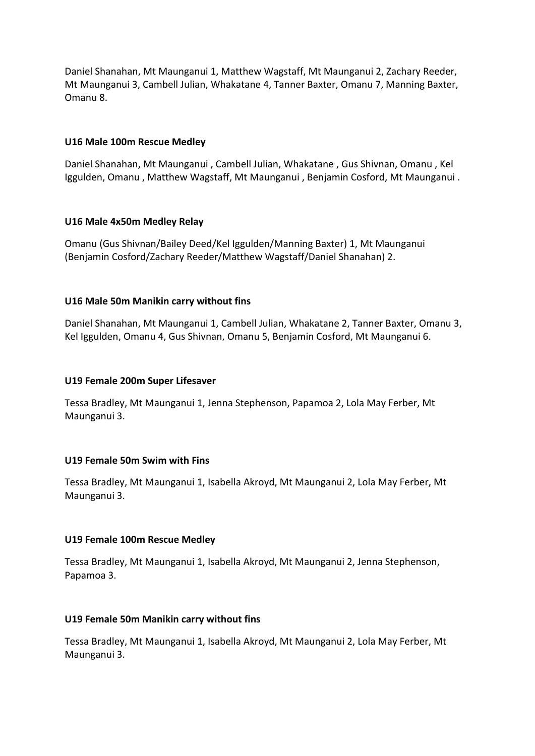Daniel Shanahan, Mt Maunganui 1, Matthew Wagstaff, Mt Maunganui 2, Zachary Reeder, Mt Maunganui 3, Cambell Julian, Whakatane 4, Tanner Baxter, Omanu 7, Manning Baxter, Omanu 8.

**U16 Male 100m Rescue Medley**

Daniel Shanahan, Mt Maunganui , Cambell Julian, Whakatane , Gus Shivnan, Omanu , Kel Iggulden, Omanu , Matthew Wagstaff, Mt Maunganui , Benjamin Cosford, Mt Maunganui .

**U16 Male 4x50m Medley Relay**

Omanu (Gus Shivnan/Bailey Deed/Kel Iggulden/Manning Baxter) 1, Mt Maunganui (Benjamin Cosford/Zachary Reeder/Matthew Wagstaff/Daniel Shanahan) 2.

**U16 Male 50m Manikin carry without fins**

Daniel Shanahan, Mt Maunganui 1, Cambell Julian, Whakatane 2, Tanner Baxter, Omanu 3, Kel Iggulden, Omanu 4, Gus Shivnan, Omanu 5, Benjamin Cosford, Mt Maunganui 6.

**U19 Female 200m Super Lifesaver**

Tessa Bradley, Mt Maunganui 1, Jenna Stephenson, Papamoa 2, Lola May Ferber, Mt Maunganui 3.

**U19 Female 50m Swim with Fins**

Tessa Bradley, Mt Maunganui 1, Isabella Akroyd, Mt Maunganui 2, Lola May Ferber, Mt Maunganui 3.

**U19 Female 100m Rescue Medley**

Tessa Bradley, Mt Maunganui 1, Isabella Akroyd, Mt Maunganui 2, Jenna Stephenson, Papamoa 3.

**U19 Female 50m Manikin carry without fins**

Tessa Bradley, Mt Maunganui 1, Isabella Akroyd, Mt Maunganui 2, Lola May Ferber, Mt Maunganui 3.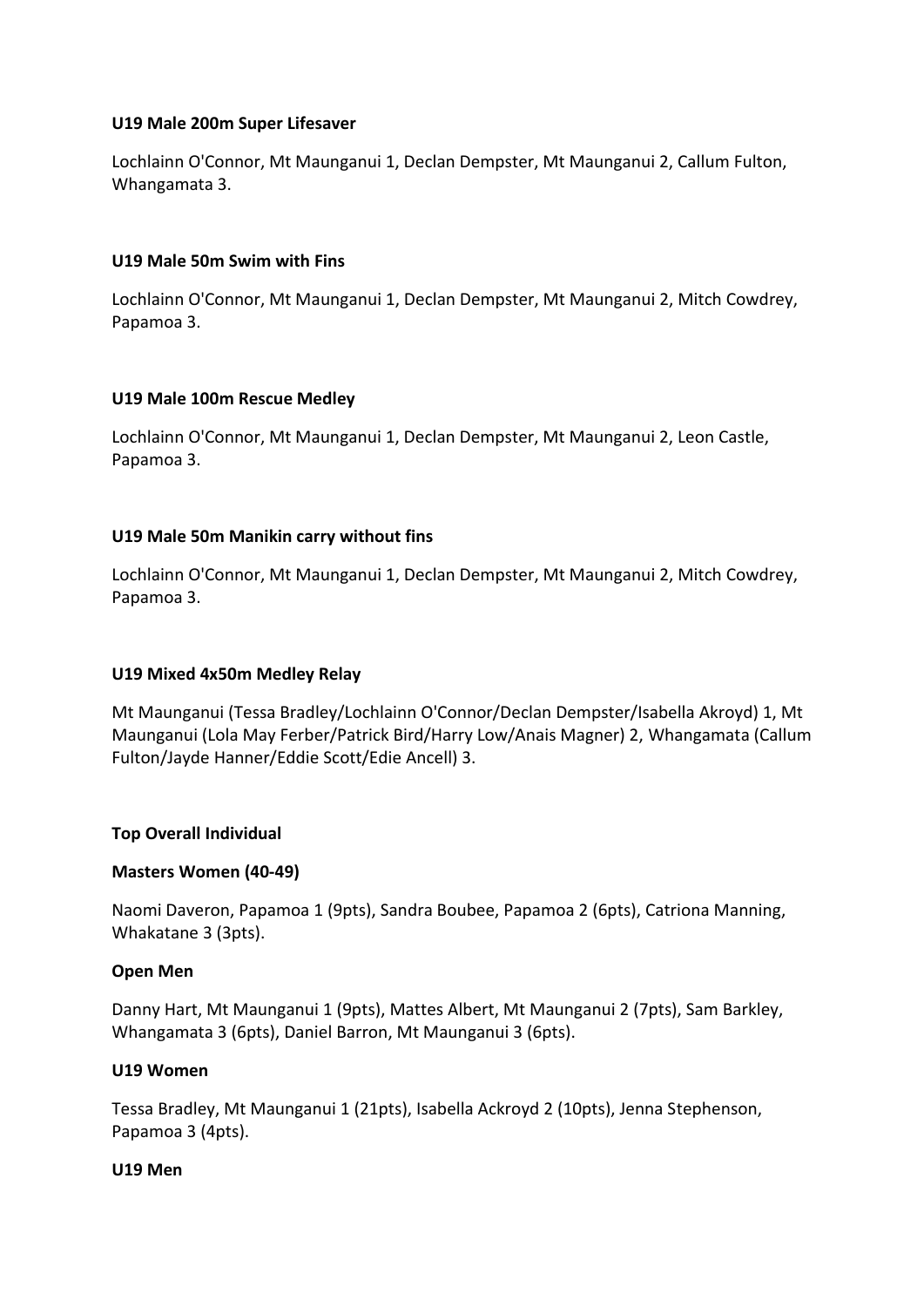**U19 Male 200m Super Lifesaver**

Lochlainn O'Connor, Mt Maunganui 1, Declan Dempster, Mt Maunganui 2, Callum Fulton, Whangamata 3.

**U19 Male 50m Swim with Fins**

Lochlainn O'Connor, Mt Maunganui 1, Declan Dempster, Mt Maunganui 2, Mitch Cowdrey, Papamoa 3.

**U19 Male 100m Rescue Medley**

Lochlainn O'Connor, Mt Maunganui 1, Declan Dempster, Mt Maunganui 2, Leon Castle, Papamoa 3.

**U19 Male 50m Manikin carry without fins**

Lochlainn O'Connor, Mt Maunganui 1, Declan Dempster, Mt Maunganui 2, Mitch Cowdrey, Papamoa 3.

**U19 Mixed 4x50m Medley Relay**

Mt Maunganui (Tessa Bradley/Lochlainn O'Connor/Declan Dempster/Isabella Akroyd) 1, Mt Maunganui (Lola May Ferber/Patrick Bird/Harry Low/Anais Magner) 2, Whangamata (Callum Fulton/Jayde Hanner/Eddie Scott/Edie Ancell) 3.

**Top Overall Individual**

**Masters Women (40-49)**

Naomi Daveron, Papamoa 1 (9pts), Sandra Boubee, Papamoa 2 (6pts), Catriona Manning, Whakatane 3 (3pts).

**Open Men**

Danny Hart, Mt Maunganui 1 (9pts), Mattes Albert, Mt Maunganui 2 (7pts), Sam Barkley, Whangamata 3 (6pts), Daniel Barron, Mt Maunganui 3 (6pts).

**U19 Women**

Tessa Bradley, Mt Maunganui 1 (21pts), Isabella Ackroyd 2 (10pts), Jenna Stephenson, Papamoa 3 (4pts).

**U19 Men**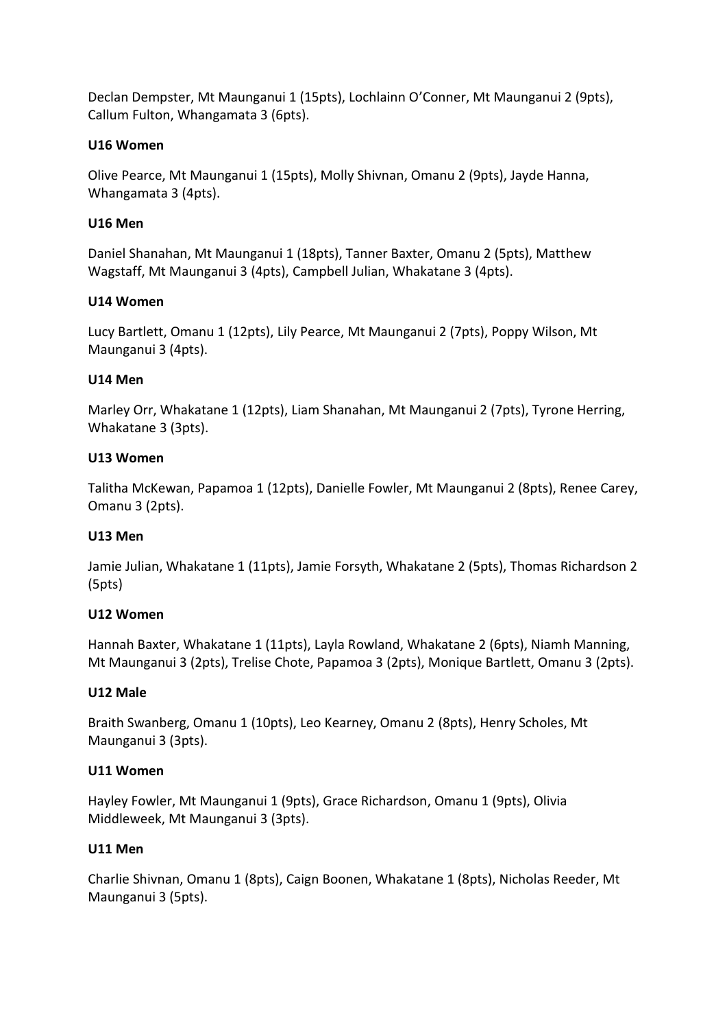Declan Dempster, Mt Maunganui 1 (15pts), Lochlainn O'Conner, Mt Maunganui 2 (9pts), Callum Fulton, Whangamata 3 (6pts).

**U16 Women**

Olive Pearce, Mt Maunganui 1 (15pts), Molly Shivnan, Omanu 2 (9pts), Jayde Hanna, Whangamata 3 (4pts).

**U16 Men**

Daniel Shanahan, Mt Maunganui 1 (18pts), Tanner Baxter, Omanu 2 (5pts), Matthew Wagstaff, Mt Maunganui 3 (4pts), Campbell Julian, Whakatane 3 (4pts).

**U14 Women**

Lucy Bartlett, Omanu 1 (12pts), Lily Pearce, Mt Maunganui 2 (7pts), Poppy Wilson, Mt Maunganui 3 (4pts).

**U14 Men**

Marley Orr, Whakatane 1 (12pts), Liam Shanahan, Mt Maunganui 2 (7pts), Tyrone Herring, Whakatane 3 (3pts).

**U13 Women**

Talitha McKewan, Papamoa 1 (12pts), Danielle Fowler, Mt Maunganui 2 (8pts), Renee Carey, Omanu 3 (2pts).

**U13 Men**

Jamie Julian, Whakatane 1 (11pts), Jamie Forsyth, Whakatane 2 (5pts), Thomas Richardson 2 (5pts)

**U12 Women**

Hannah Baxter, Whakatane 1 (11pts), Layla Rowland, Whakatane 2 (6pts), Niamh Manning, Mt Maunganui 3 (2pts), Trelise Chote, Papamoa 3 (2pts), Monique Bartlett, Omanu 3 (2pts).

**U12 Male**

Braith Swanberg, Omanu 1 (10pts), Leo Kearney, Omanu 2 (8pts), Henry Scholes, Mt Maunganui 3 (3pts).

**U11 Women**

Hayley Fowler, Mt Maunganui 1 (9pts), Grace Richardson, Omanu 1 (9pts), Olivia Middleweek, Mt Maunganui 3 (3pts).

**U11 Men**

Charlie Shivnan, Omanu 1 (8pts), Caign Boonen, Whakatane 1 (8pts), Nicholas Reeder, Mt Maunganui 3 (5pts).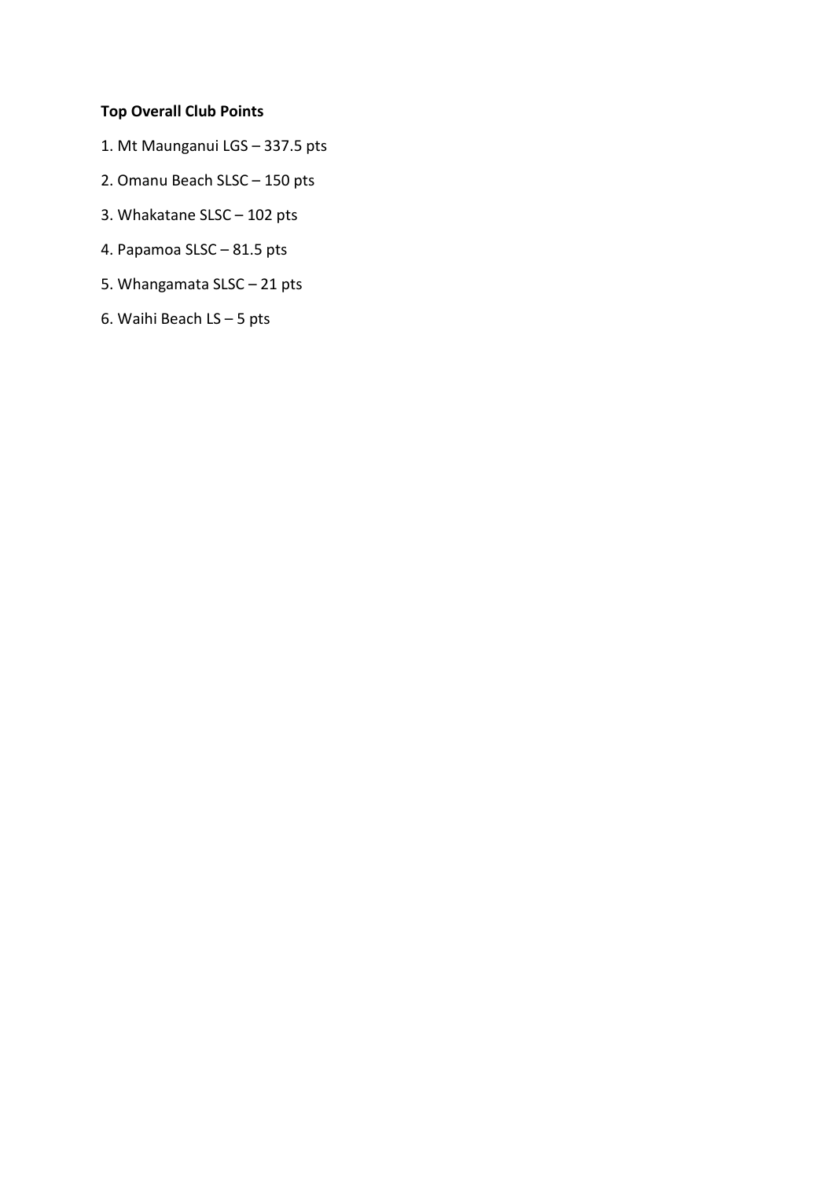**Top Overall Club Points**

1. Mt Maunganui LGS – 337.5 pts
2. Omanu Beach SLSC – 150 pts
3. Whakatane SLSC – 102 pts
4. Papamoa SLSC – 81.5 pts
5. Whangamata SLSC – 21 pts
6. Waihi Beach LS – 5 pts